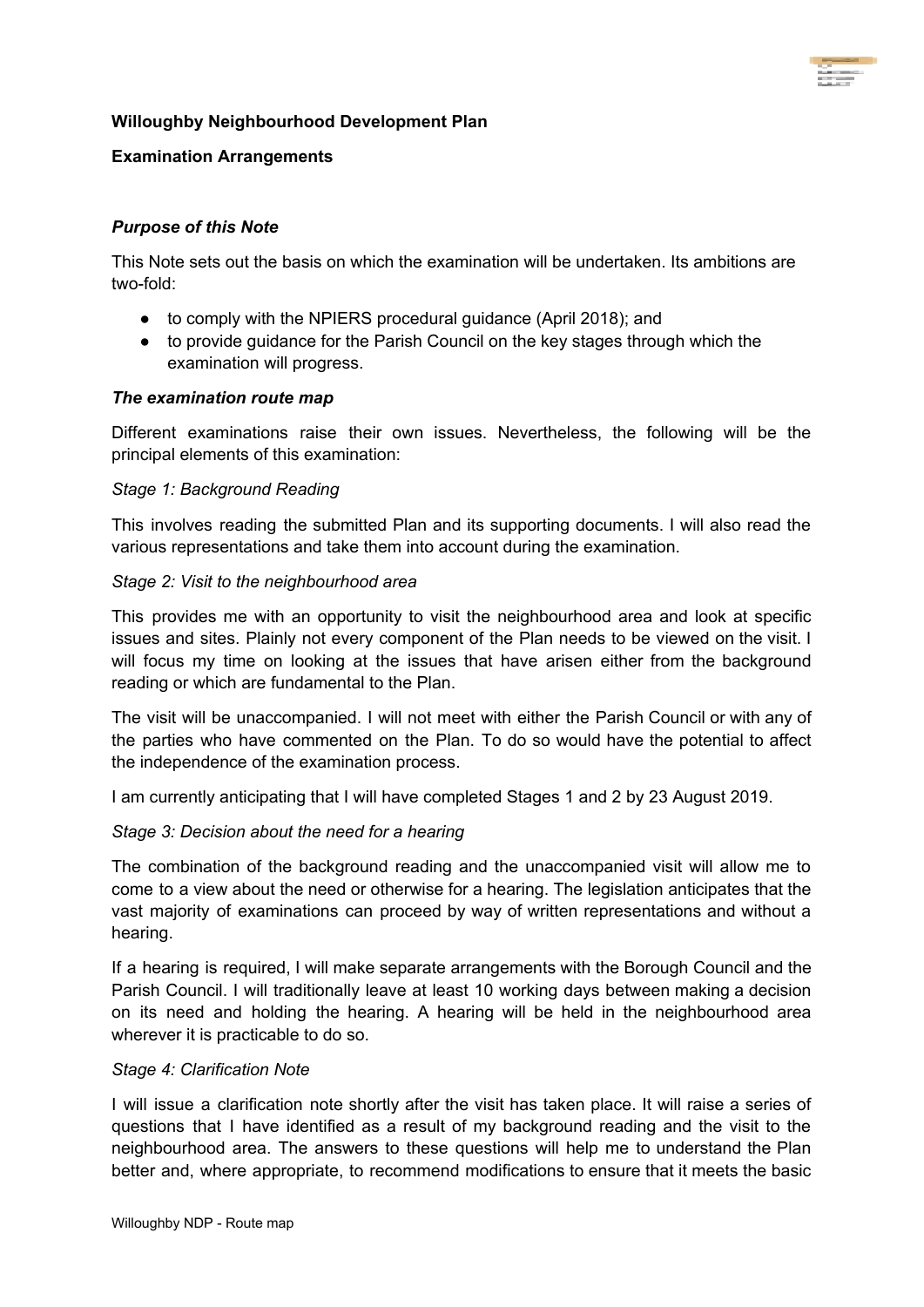**Willoughby Neighbourhood Development Plan**

**Examination Arrangements**

***Purpose of this Note***

This Note sets out the basis on which the examination will be undertaken. Its ambitions are two-fold:

- to comply with the NPIERS procedural guidance (April 2018); and
- to provide guidance for the Parish Council on the key stages through which the examination will progress.

***The examination route map***

Different examinations raise their own issues. Nevertheless, the following will be the principal elements of this examination:

*Stage 1: Background Reading*

This involves reading the submitted Plan and its supporting documents. I will also read the various representations and take them into account during the examination.

*Stage 2: Visit to the neighbourhood area*

This provides me with an opportunity to visit the neighbourhood area and look at specific issues and sites. Plainly not every component of the Plan needs to be viewed on the visit. I will focus my time on looking at the issues that have arisen either from the background reading or which are fundamental to the Plan.

The visit will be unaccompanied. I will not meet with either the Parish Council or with any of the parties who have commented on the Plan. To do so would have the potential to affect the independence of the examination process.

I am currently anticipating that I will have completed Stages 1 and 2 by 23 August 2019.

*Stage 3: Decision about the need for a hearing*

The combination of the background reading and the unaccompanied visit will allow me to come to a view about the need or otherwise for a hearing. The legislation anticipates that the vast majority of examinations can proceed by way of written representations and without a hearing.

If a hearing is required, I will make separate arrangements with the Borough Council and the Parish Council. I will traditionally leave at least 10 working days between making a decision on its need and holding the hearing. A hearing will be held in the neighbourhood area wherever it is practicable to do so.

*Stage 4: Clarification Note*

I will issue a clarification note shortly after the visit has taken place. It will raise a series of questions that I have identified as a result of my background reading and the visit to the neighbourhood area. The answers to these questions will help me to understand the Plan better and, where appropriate, to recommend modifications to ensure that it meets the basic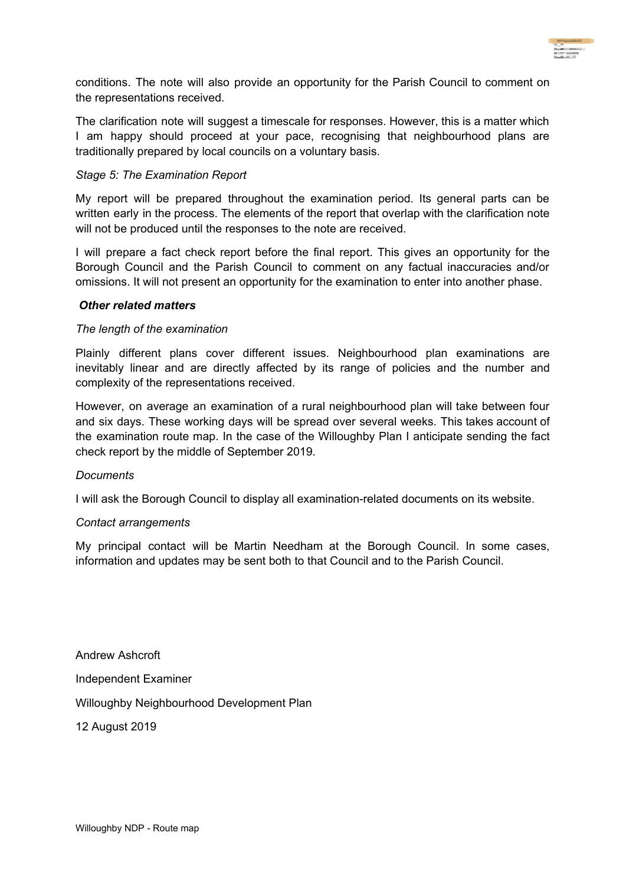conditions. The note will also provide an opportunity for the Parish Council to comment on the representations received.

The clarification note will suggest a timescale for responses. However, this is a matter which I am happy should proceed at your pace, recognising that neighbourhood plans are traditionally prepared by local councils on a voluntary basis.

*Stage 5: The Examination Report*

My report will be prepared throughout the examination period. Its general parts can be written early in the process. The elements of the report that overlap with the clarification note will not be produced until the responses to the note are received.

I will prepare a fact check report before the final report. This gives an opportunity for the Borough Council and the Parish Council to comment on any factual inaccuracies and/or omissions. It will not present an opportunity for the examination to enter into another phase.

***Other related matters***

*The length of the examination*

Plainly different plans cover different issues. Neighbourhood plan examinations are inevitably linear and are directly affected by its range of policies and the number and complexity of the representations received.

However, on average an examination of a rural neighbourhood plan will take between four and six days. These working days will be spread over several weeks. This takes account of the examination route map. In the case of the Willoughby Plan I anticipate sending the fact check report by the middle of September 2019.

*Documents*

I will ask the Borough Council to display all examination-related documents on its website.

*Contact arrangements*

My principal contact will be Martin Needham at the Borough Council. In some cases, information and updates may be sent both to that Council and to the Parish Council.

Andrew Ashcroft

Independent Examiner

Willoughby Neighbourhood Development Plan

12 August 2019